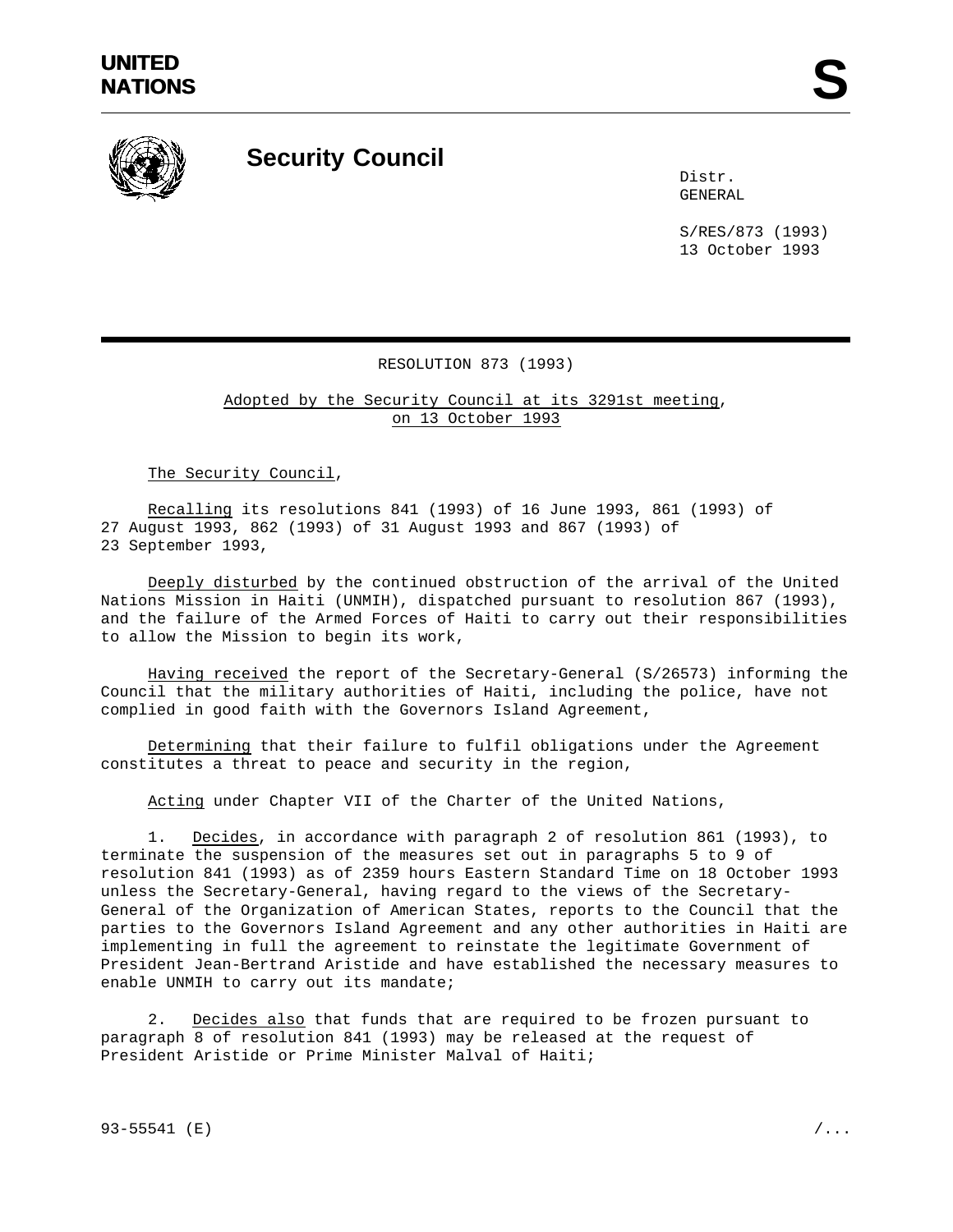UNITED NATIONS

# Security Council

Distr.
GENERAL

S/RES/873 (1993)
13 October 1993

## RESOLUTION 873 (1993)

Adopted by the Security Council at its 3291st meeting, on 13 October 1993

The Security Council,

Recalling its resolutions 841 (1993) of 16 June 1993, 861 (1993) of 27 August 1993, 862 (1993) of 31 August 1993 and 867 (1993) of 23 September 1993,

Deeply disturbed by the continued obstruction of the arrival of the United Nations Mission in Haiti (UNMIH), dispatched pursuant to resolution 867 (1993), and the failure of the Armed Forces of Haiti to carry out their responsibilities to allow the Mission to begin its work,

Having received the report of the Secretary-General (S/26573) informing the Council that the military authorities of Haiti, including the police, have not complied in good faith with the Governors Island Agreement,

Determining that their failure to fulfil obligations under the Agreement constitutes a threat to peace and security in the region,

Acting under Chapter VII of the Charter of the United Nations,

1. Decides, in accordance with paragraph 2 of resolution 861 (1993), to terminate the suspension of the measures set out in paragraphs 5 to 9 of resolution 841 (1993) as of 2359 hours Eastern Standard Time on 18 October 1993 unless the Secretary-General, having regard to the views of the Secretary-General of the Organization of American States, reports to the Council that the parties to the Governors Island Agreement and any other authorities in Haiti are implementing in full the agreement to reinstate the legitimate Government of President Jean-Bertrand Aristide and have established the necessary measures to enable UNMIH to carry out its mandate;

2. Decides also that funds that are required to be frozen pursuant to paragraph 8 of resolution 841 (1993) may be released at the request of President Aristide or Prime Minister Malval of Haiti;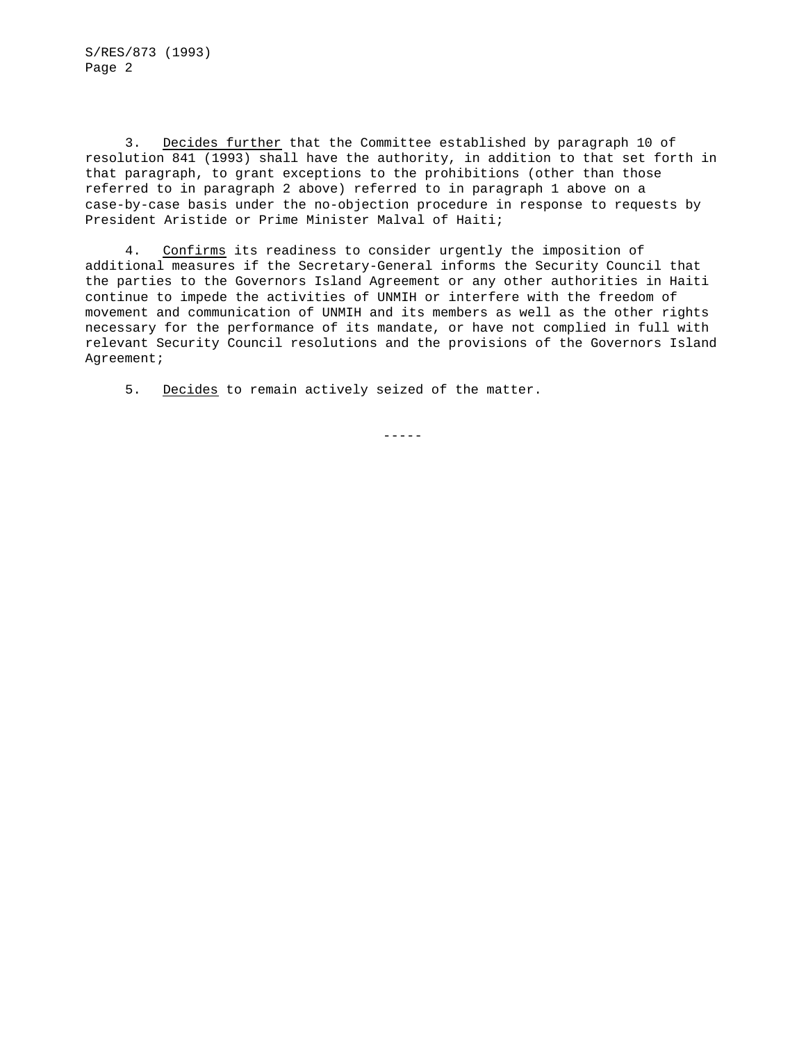3. _Decides further_ that the Committee established by paragraph 10 of resolution 841 (1993) shall have the authority, in addition to that set forth in that paragraph, to grant exceptions to the prohibitions (other than those referred to in paragraph 2 above) referred to in paragraph 1 above on a case-by-case basis under the no-objection procedure in response to requests by President Aristide or Prime Minister Malval of Haiti;

4. _Confirms_ its readiness to consider urgently the imposition of additional measures if the Secretary-General informs the Security Council that the parties to the Governors Island Agreement or any other authorities in Haiti continue to impede the activities of UNMIH or interfere with the freedom of movement and communication of UNMIH and its members as well as the other rights necessary for the performance of its mandate, or have not complied in full with relevant Security Council resolutions and the provisions of the Governors Island Agreement;

5. _Decides_ to remain actively seized of the matter.

-----